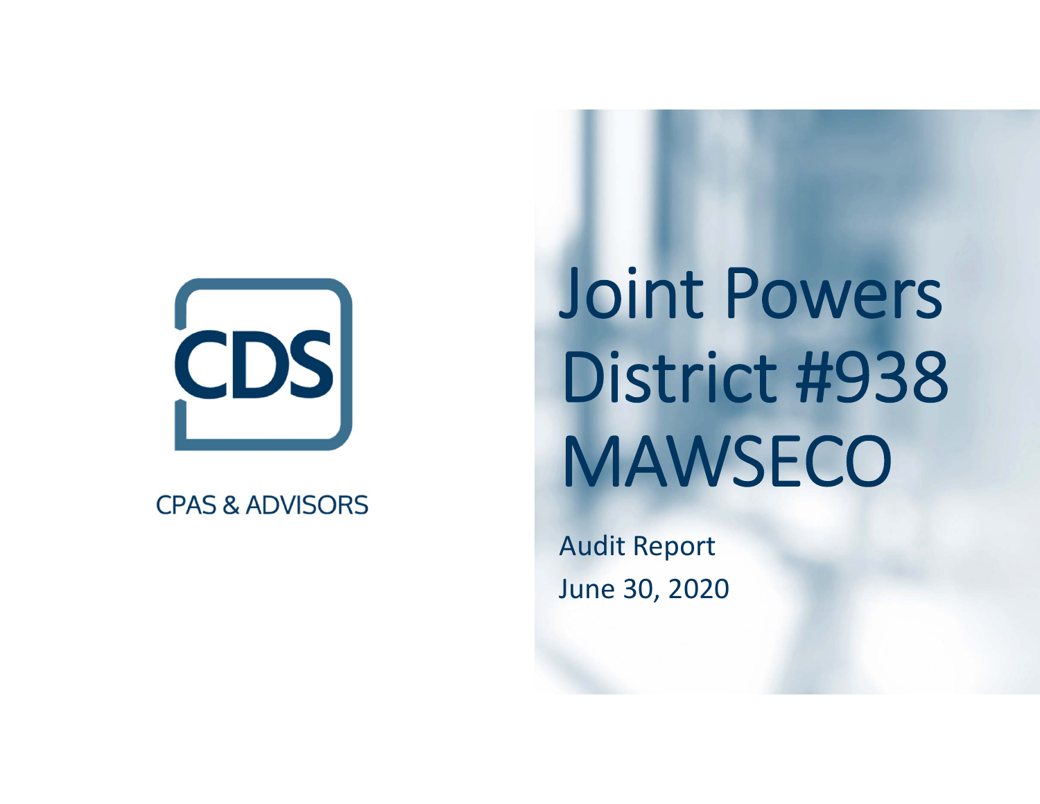CDS

CPAS & ADVISORS

# Joint Powers District #938 MAWSECO

Audit Report

June 30, 2020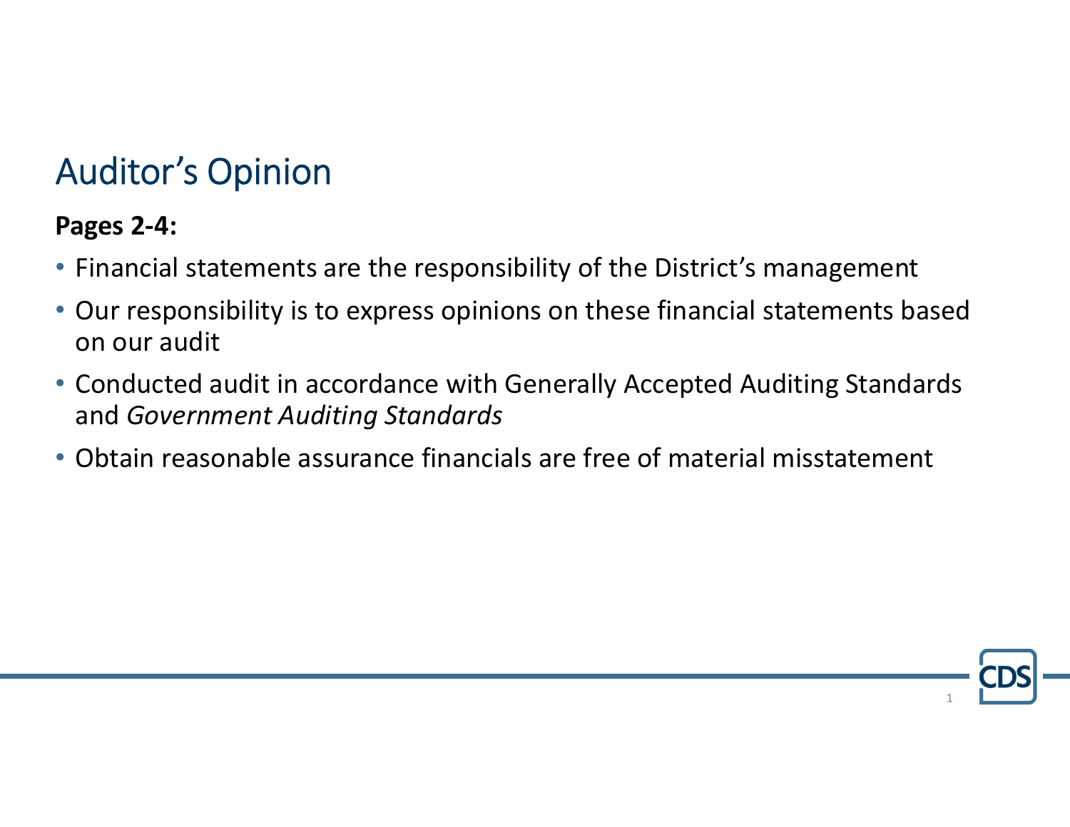# Auditor's Opinion

**Pages 2-4:**

- Financial statements are the responsibility of the District's management
- Our responsibility is to express opinions on these financial statements based on our audit
- Conducted audit in accordance with Generally Accepted Auditing Standards and *Government Auditing Standards*
- Obtain reasonable assurance financials are free of material misstatement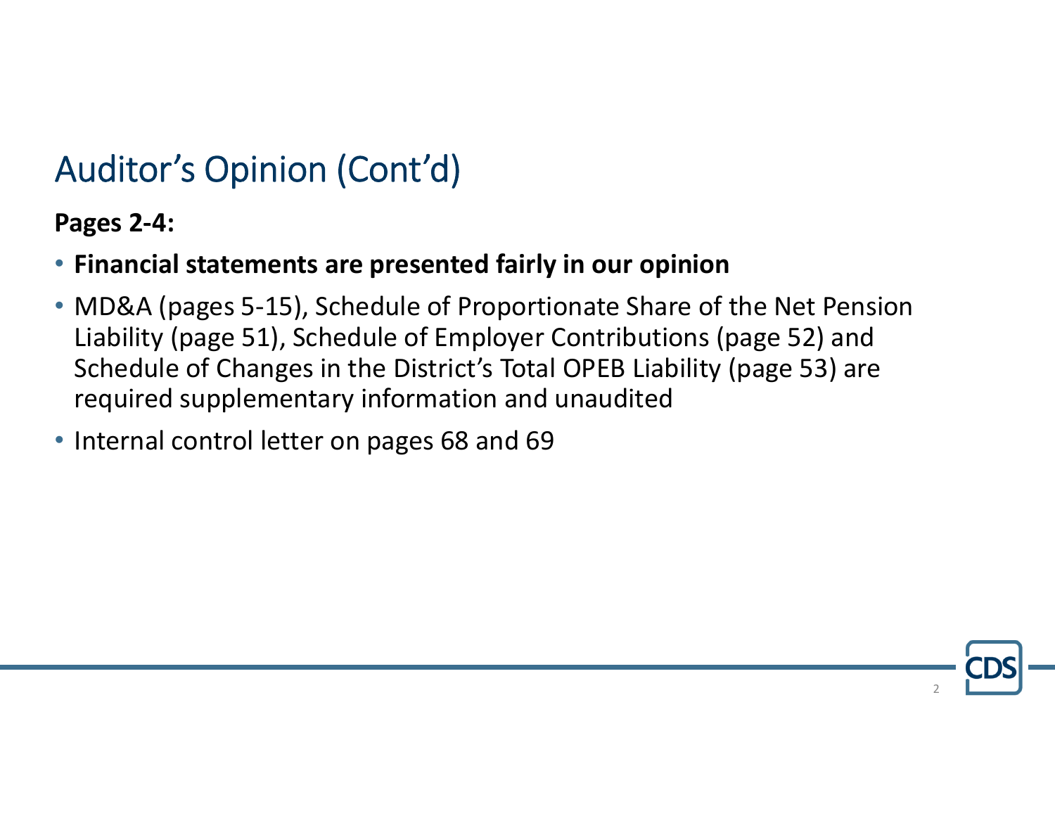# Auditor's Opinion (Cont'd)

**Pages 2-4:**

- **Financial statements are presented fairly in our opinion**
- MD&A (pages 5-15), Schedule of Proportionate Share of the Net Pension Liability (page 51), Schedule of Employer Contributions (page 52) and Schedule of Changes in the District's Total OPEB Liability (page 53) are required supplementary information and unaudited
- Internal control letter on pages 68 and 69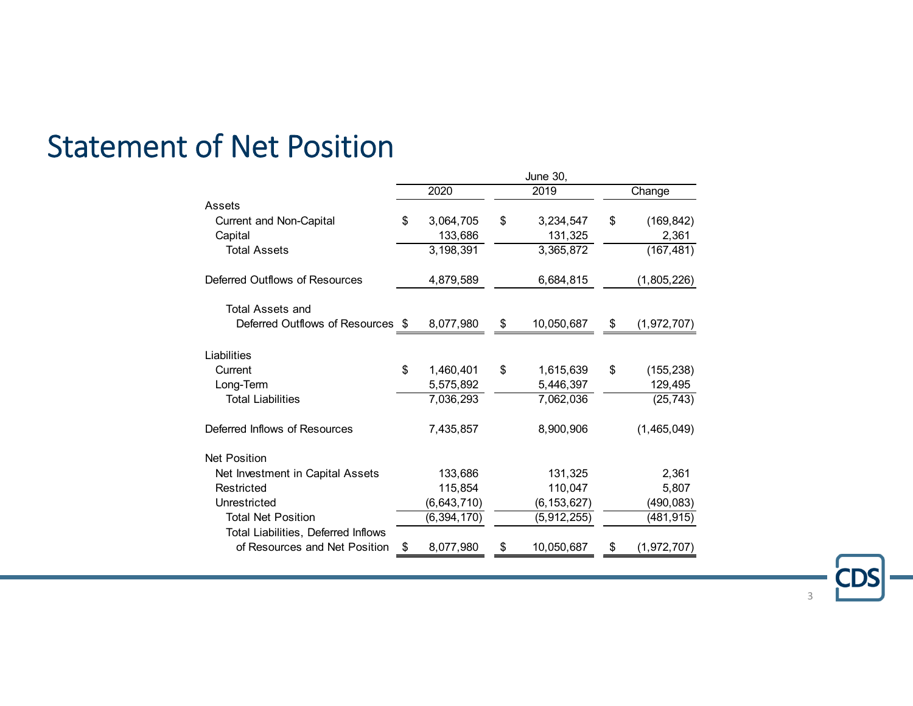# Statement of Net Position

| | June 30, 2020 | June 30, 2019 | Change |
|---|---|---|---|
| **Assets** | | | |
| Current and Non-Capital | $ 3,064,705 | $ 3,234,547 | $ (169,842) |
| Capital | 133,686 | 131,325 | 2,361 |
| Total Assets | 3,198,391 | 3,365,872 | (167,481) |
| Deferred Outflows of Resources | 4,879,589 | 6,684,815 | (1,805,226) |
| Total Assets and Deferred Outflows of Resources | $ 8,077,980 | $ 10,050,687 | $ (1,972,707) |
| **Liabilities** | | | |
| Current | $ 1,460,401 | $ 1,615,639 | $ (155,238) |
| Long-Term | 5,575,892 | 5,446,397 | 129,495 |
| Total Liabilities | 7,036,293 | 7,062,036 | (25,743) |
| Deferred Inflows of Resources | 7,435,857 | 8,900,906 | (1,465,049) |
| **Net Position** | | | |
| Net Investment in Capital Assets | 133,686 | 131,325 | 2,361 |
| Restricted | 115,854 | 110,047 | 5,807 |
| Unrestricted | (6,643,710) | (6,153,627) | (490,083) |
| Total Net Position | (6,394,170) | (5,912,255) | (481,915) |
| Total Liabilities, Deferred Inflows of Resources and Net Position | $ 8,077,980 | $ 10,050,687 | $ (1,972,707) |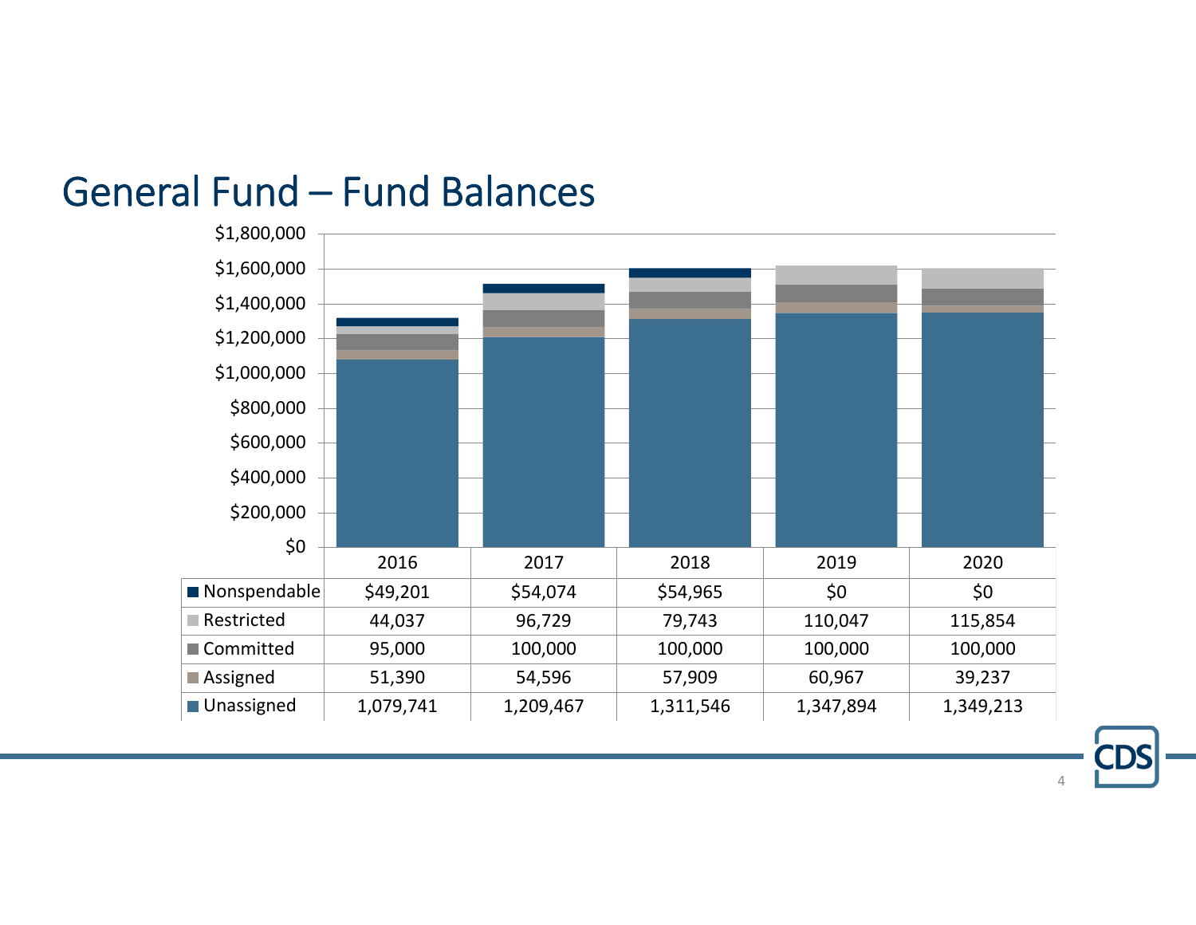# General Fund – Fund Balances

| | 2016 | 2017 | 2018 | 2019 | 2020 |
|---|---|---|---|---|---|
| Nonspendable | $49,201 | $54,074 | $54,965 | $0 | $0 |
| Restricted | 44,037 | 96,729 | 79,743 | 110,047 | 115,854 |
| Committed | 95,000 | 100,000 | 100,000 | 100,000 | 100,000 |
| Assigned | 51,390 | 54,596 | 57,909 | 60,967 | 39,237 |
| Unassigned | 1,079,741 | 1,209,467 | 1,311,546 | 1,347,894 | 1,349,213 |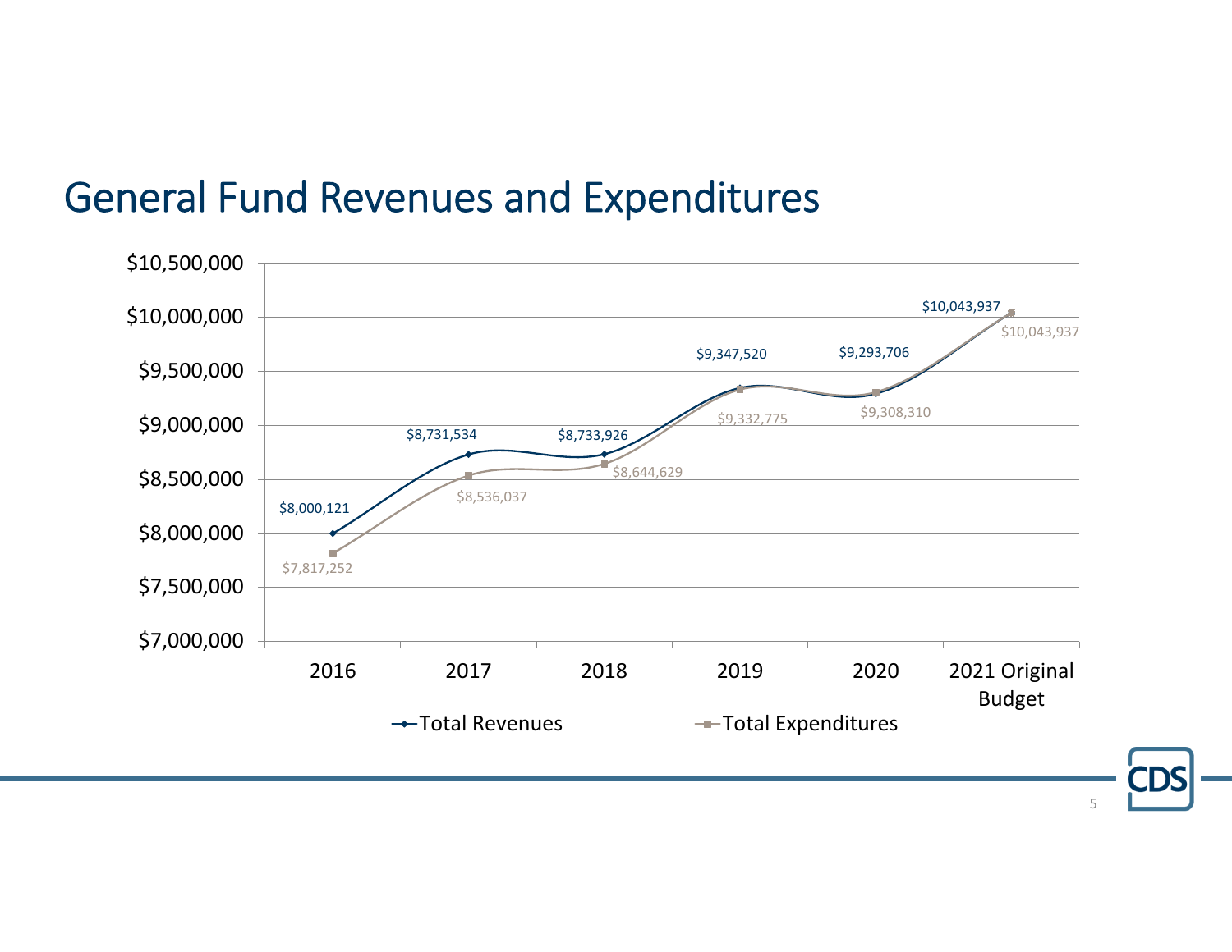# General Fund Revenues and Expenditures

| Year | Total Revenues | Total Expenditures |
|---|---|---|
| 2016 | $8,000,121 | $7,817,252 |
| 2017 | $8,731,534 | $8,536,037 |
| 2018 | $8,733,926 | $8,644,629 |
| 2019 | $9,347,520 | $9,332,775 |
| 2020 | $9,293,706 | $9,308,310 |
| 2021 Original Budget | $10,043,937 | $10,043,937 |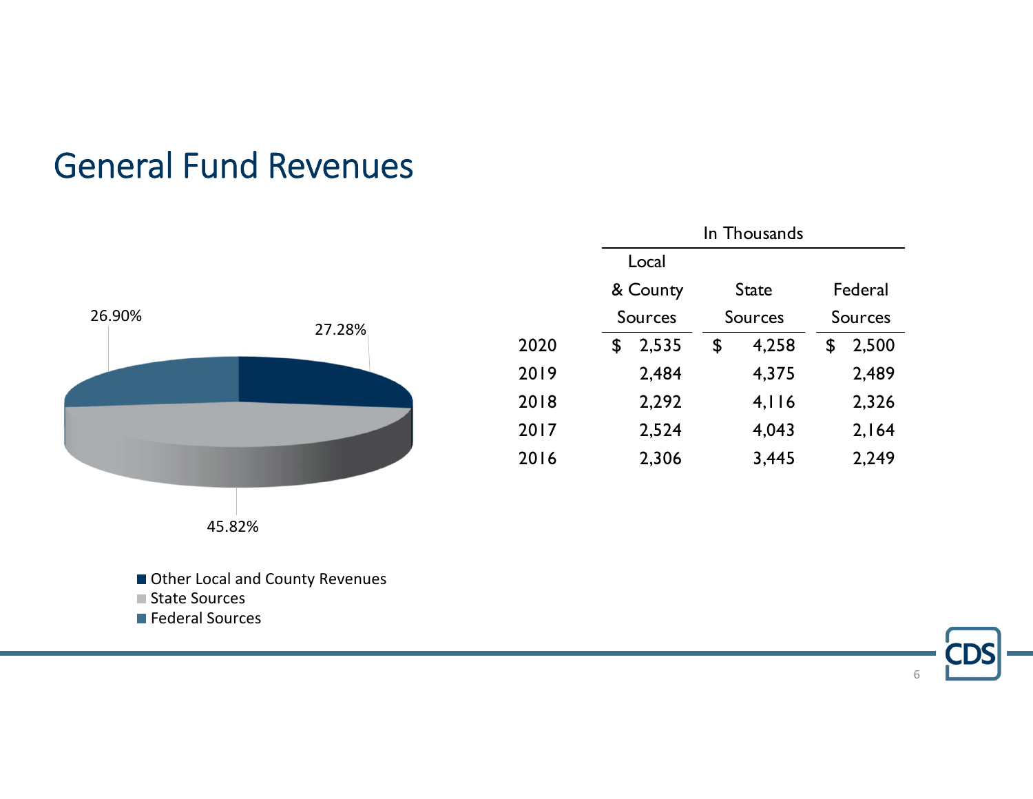# General Fund Revenues

26.90%

27.28%

45.82%

- Other Local and County Revenues
- State Sources
- Federal Sources

| | In Thousands | | |
|---|---|---|---|
| | Local & County Sources | State Sources | Federal Sources |
| 2020 | $ 2,535 | $ 4,258 | $ 2,500 |
| 2019 | 2,484 | 4,375 | 2,489 |
| 2018 | 2,292 | 4,116 | 2,326 |
| 2017 | 2,524 | 4,043 | 2,164 |
| 2016 | 2,306 | 3,445 | 2,249 |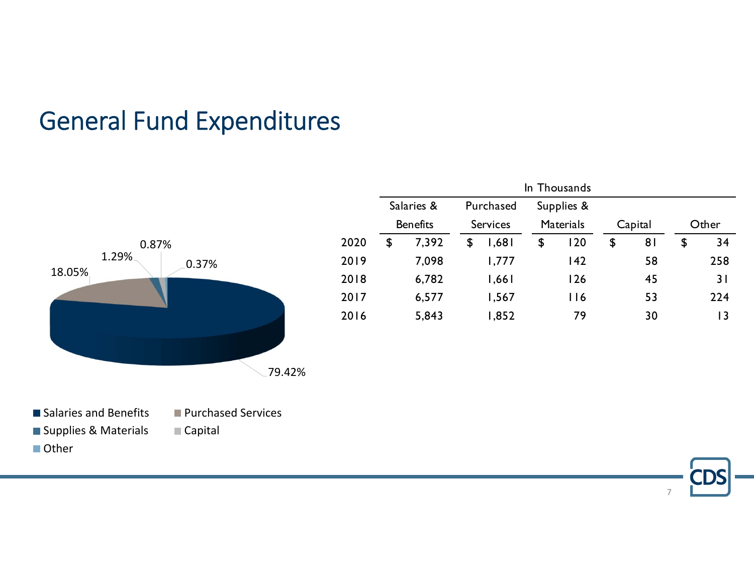# General Fund Expenditures

18.05%
1.29%
0.87%
0.37%
79.42%

- Salaries and Benefits
- Purchased Services
- Supplies & Materials
- Capital
- Other

In Thousands

| | Salaries & Benefits | Purchased Services | Supplies & Materials | Capital | Other |
|---|---|---|---|---|---|
| 2020 | $ 7,392 | $ 1,681 | $ 120 | $ 81 | $ 34 |
| 2019 | 7,098 | 1,777 | 142 | 58 | 258 |
| 2018 | 6,782 | 1,661 | 126 | 45 | 31 |
| 2017 | 6,577 | 1,567 | 116 | 53 | 224 |
| 2016 | 5,843 | 1,852 | 79 | 30 | 13 |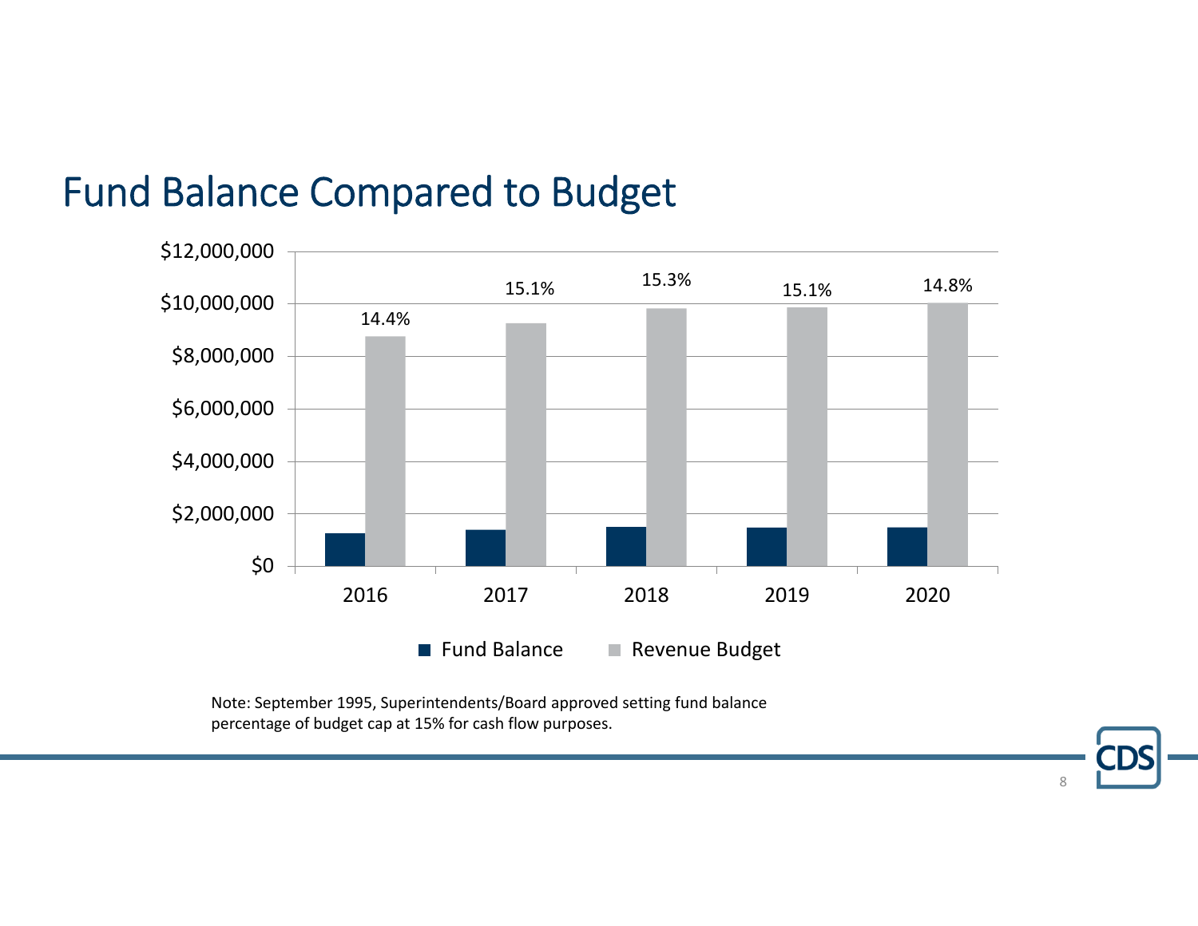# Fund Balance Compared to Budget

| Year | Fund Balance % of Revenue Budget |
|---|---|
| 2016 | 14.4% |
| 2017 | 15.1% |
| 2018 | 15.3% |
| 2019 | 15.1% |
| 2020 | 14.8% |

Legend: Fund Balance, Revenue Budget

Note: September 1995, Superintendents/Board approved setting fund balance percentage of budget cap at 15% for cash flow purposes.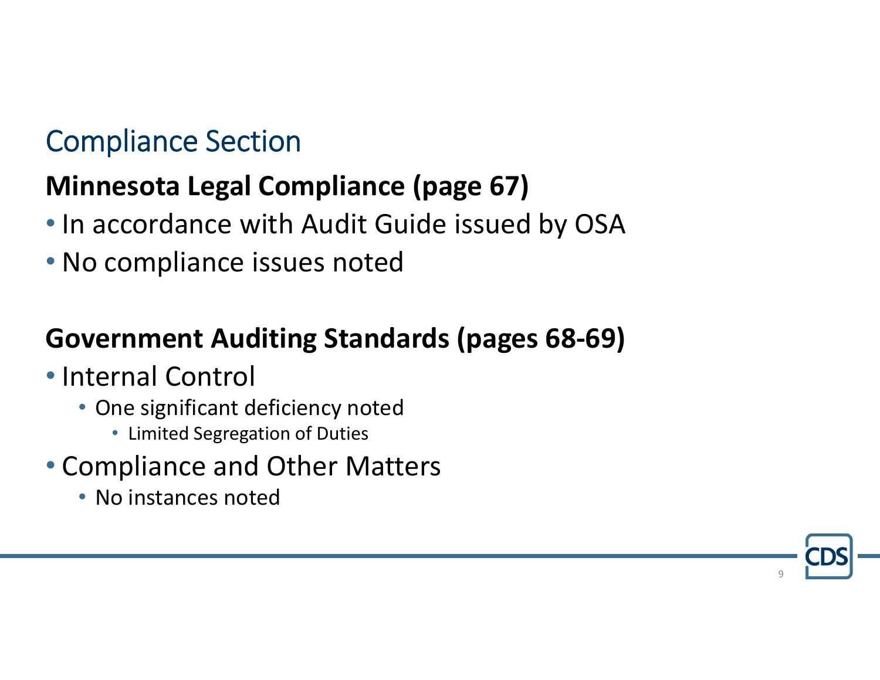# Compliance Section

## Minnesota Legal Compliance (page 67)

- In accordance with Audit Guide issued by OSA
- No compliance issues noted

## Government Auditing Standards (pages 68-69)

- Internal Control
  - One significant deficiency noted
    - Limited Segregation of Duties
- Compliance and Other Matters
  - No instances noted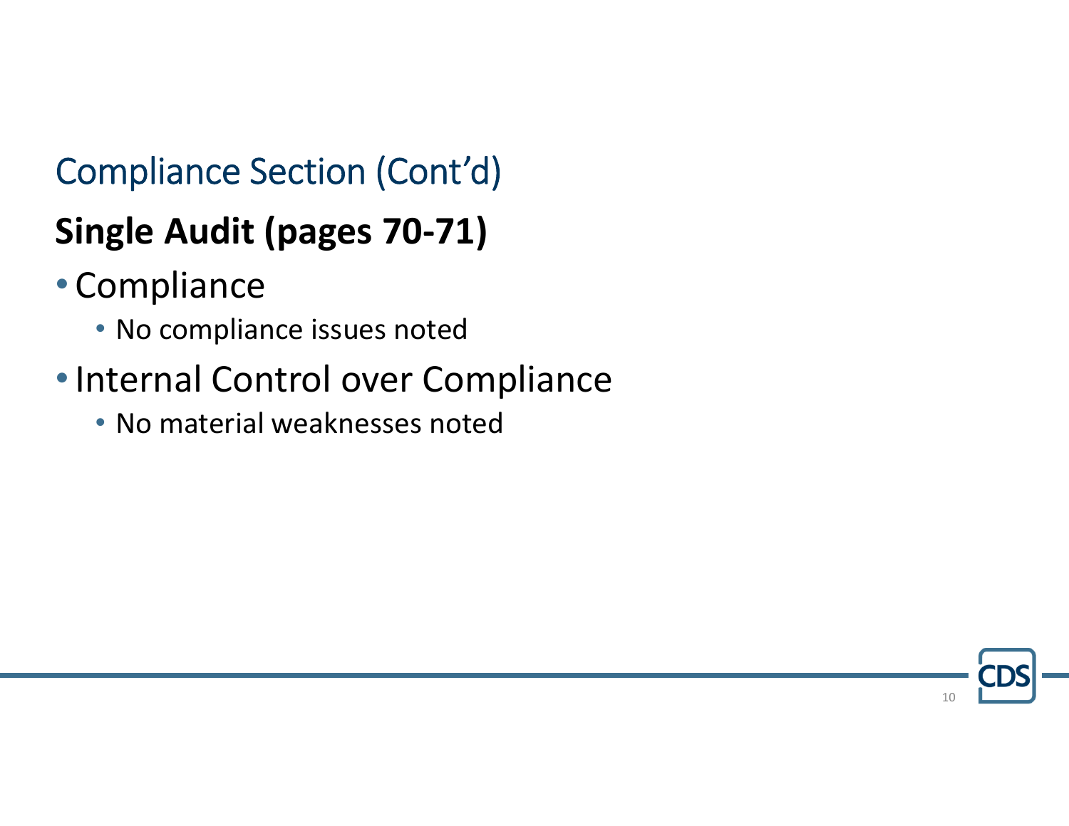# Compliance Section (Cont'd)

## Single Audit (pages 70-71)

- Compliance
  - No compliance issues noted
- Internal Control over Compliance
  - No material weaknesses noted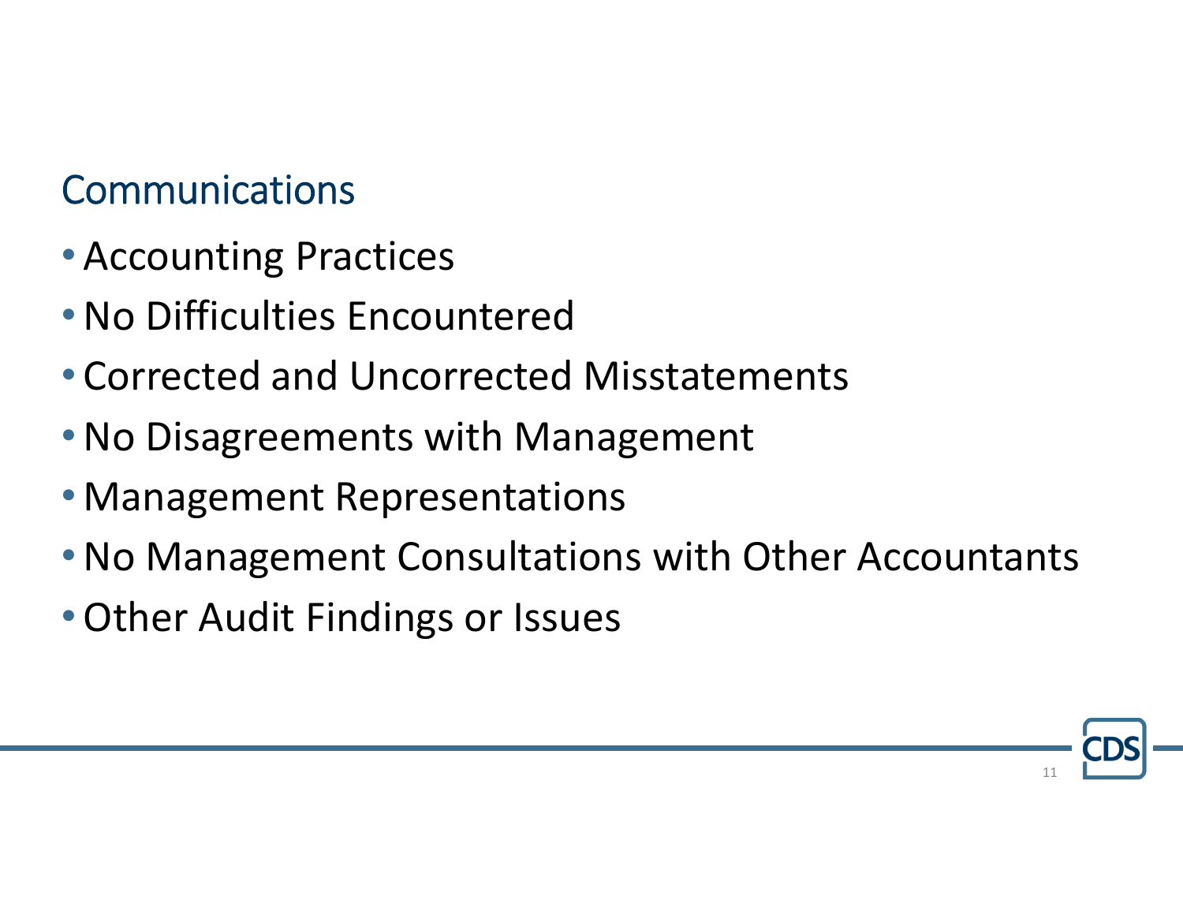## Communications

- Accounting Practices
- No Difficulties Encountered
- Corrected and Uncorrected Misstatements
- No Disagreements with Management
- Management Representations
- No Management Consultations with Other Accountants
- Other Audit Findings or Issues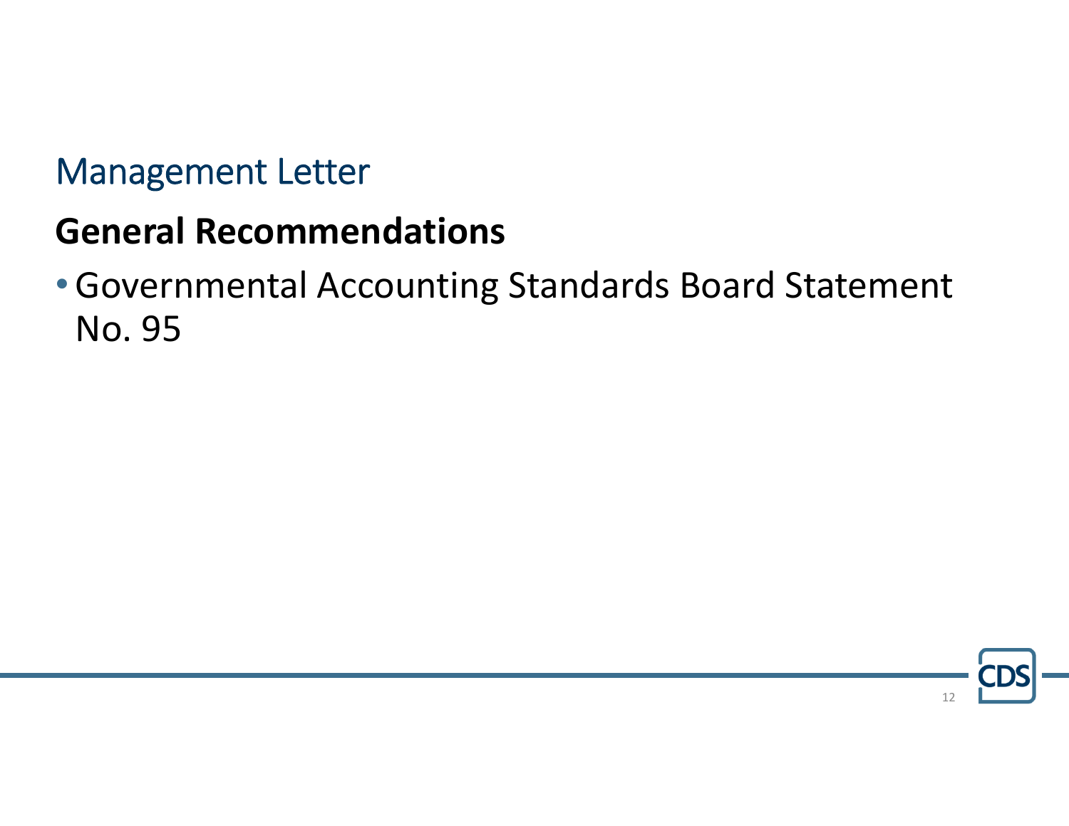# Management Letter

## General Recommendations

- Governmental Accounting Standards Board Statement No. 95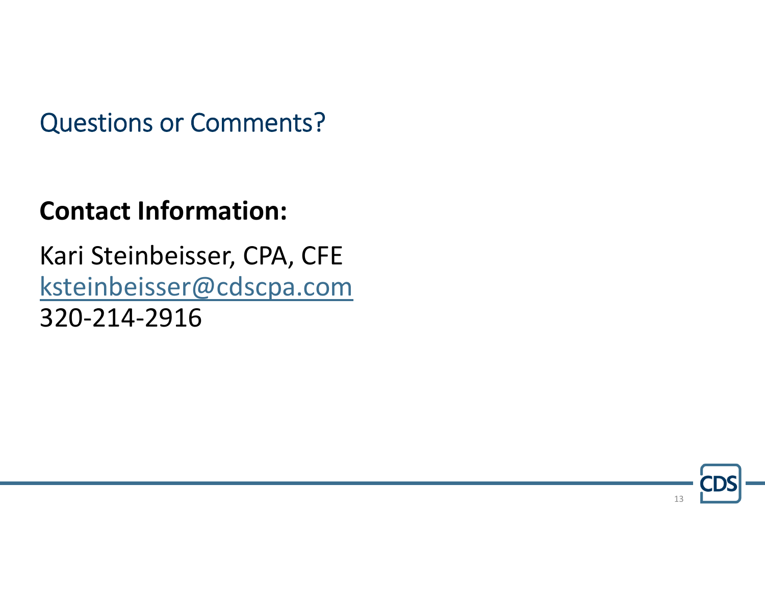## Questions or Comments?

**Contact Information:**

Kari Steinbeisser, CPA, CFE
ksteinbeisser@cdscpa.com
320-214-2916